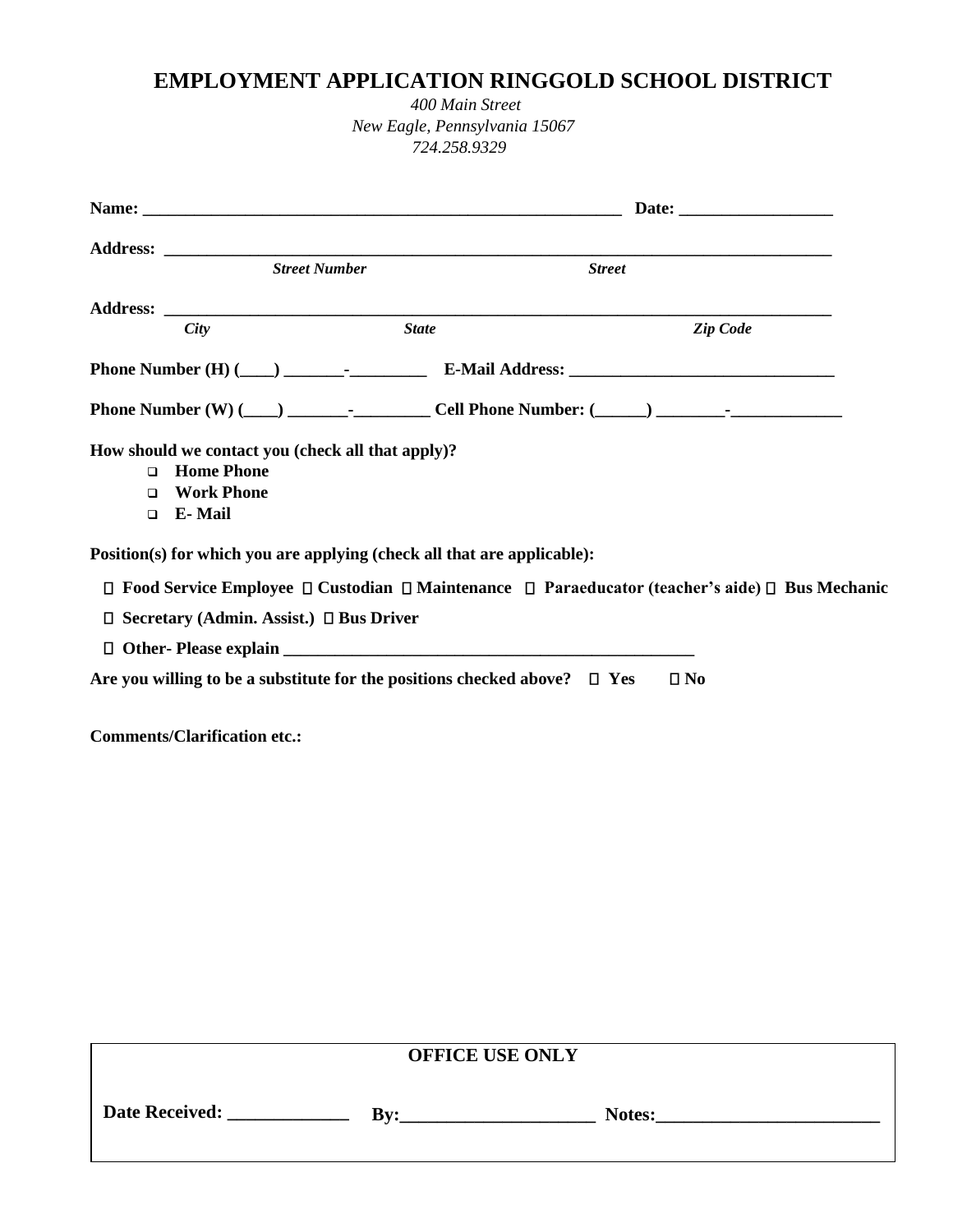# EMPLOYMENT APPLICATION RINGGOLD SCHOOL DISTRICT

*400 Main Street*
*New Eagle, Pennsylvania 15067*
*724.258.9329*

**Name:** ________________________________________________________ **Date:** __________________

**Address:** ________________________________________________________________________________
*Street Number* *Street*

**Address:** ________________________________________________________________________________
*City* *State* *Zip Code*

**Phone Number (H) (____) _______-_________ E-Mail Address:** _______________________________

**Phone Number (W) (____) _______-_________ Cell Phone Number: (______) ________-_____________**

**How should we contact you (check all that apply)?**

- ❑ **Home Phone**
- ❑ **Work Phone**
- ❑ **E- Mail**

**Position(s) for which you are applying (check all that are applicable):**

☐ **Food Service Employee** ☐ **Custodian** ☐ **Maintenance** ☐ **Paraeducator (teacher's aide)** ☐ **Bus Mechanic**

☐ **Secretary (Admin. Assist.)** ☐ **Bus Driver**

☐ **Other- Please explain** _________________________________________________

**Are you willing to be a substitute for the positions checked above?** ☐ **Yes** ☐ **No**

**Comments/Clarification etc.:**

| OFFICE USE ONLY |
|---|
| **Date Received:** _____________ **By:**_____________________ **Notes:**________________________ |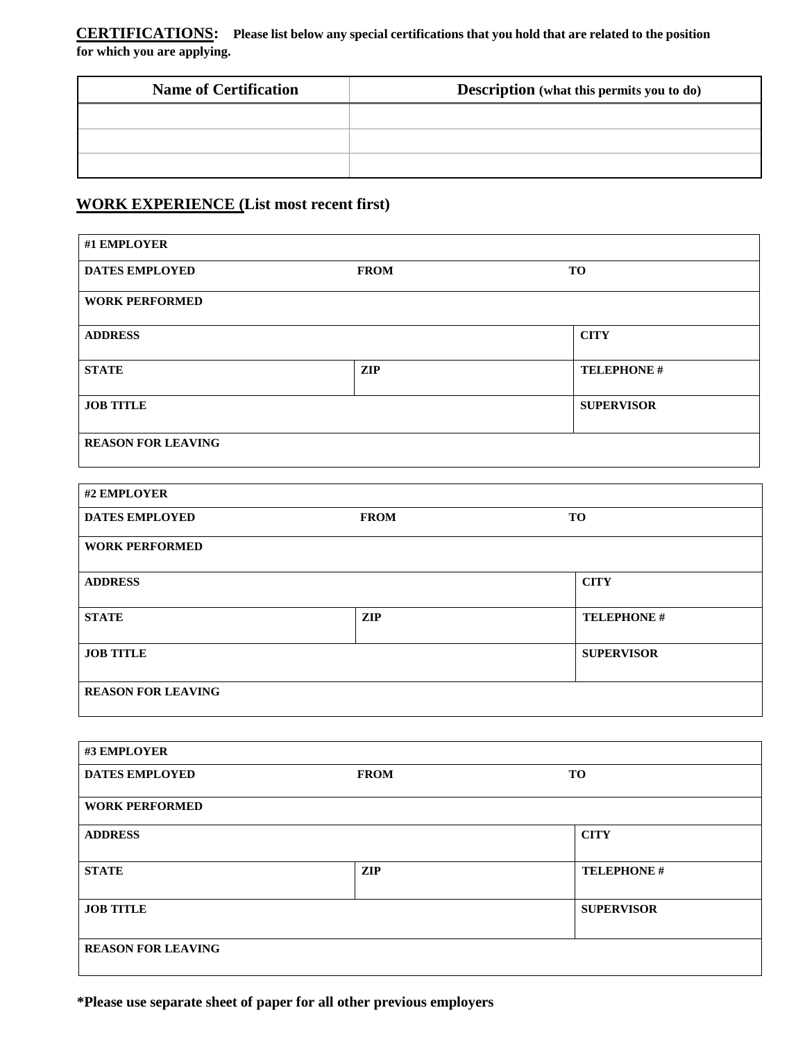**CERTIFICATIONS:** **Please list below any special certifications that you hold that are related to the position for which you are applying.**

| Name of Certification | Description (what this permits you to do) |
|---|---|
| | |
| | |
| | |

## WORK EXPERIENCE (List most recent first)

| #1 EMPLOYER | | |
|---|---|---|
| DATES EMPLOYED | FROM | TO |
| WORK PERFORMED | | |
| ADDRESS | | CITY |
| STATE | ZIP | TELEPHONE # |
| JOB TITLE | | SUPERVISOR |
| REASON FOR LEAVING | | |

| #2 EMPLOYER | | |
|---|---|---|
| DATES EMPLOYED | FROM | TO |
| WORK PERFORMED | | |
| ADDRESS | | CITY |
| STATE | ZIP | TELEPHONE # |
| JOB TITLE | | SUPERVISOR |
| REASON FOR LEAVING | | |

| #3 EMPLOYER | | |
|---|---|---|
| DATES EMPLOYED | FROM | TO |
| WORK PERFORMED | | |
| ADDRESS | | CITY |
| STATE | ZIP | TELEPHONE # |
| JOB TITLE | | SUPERVISOR |
| REASON FOR LEAVING | | |

**\*Please use separate sheet of paper for all other previous employers**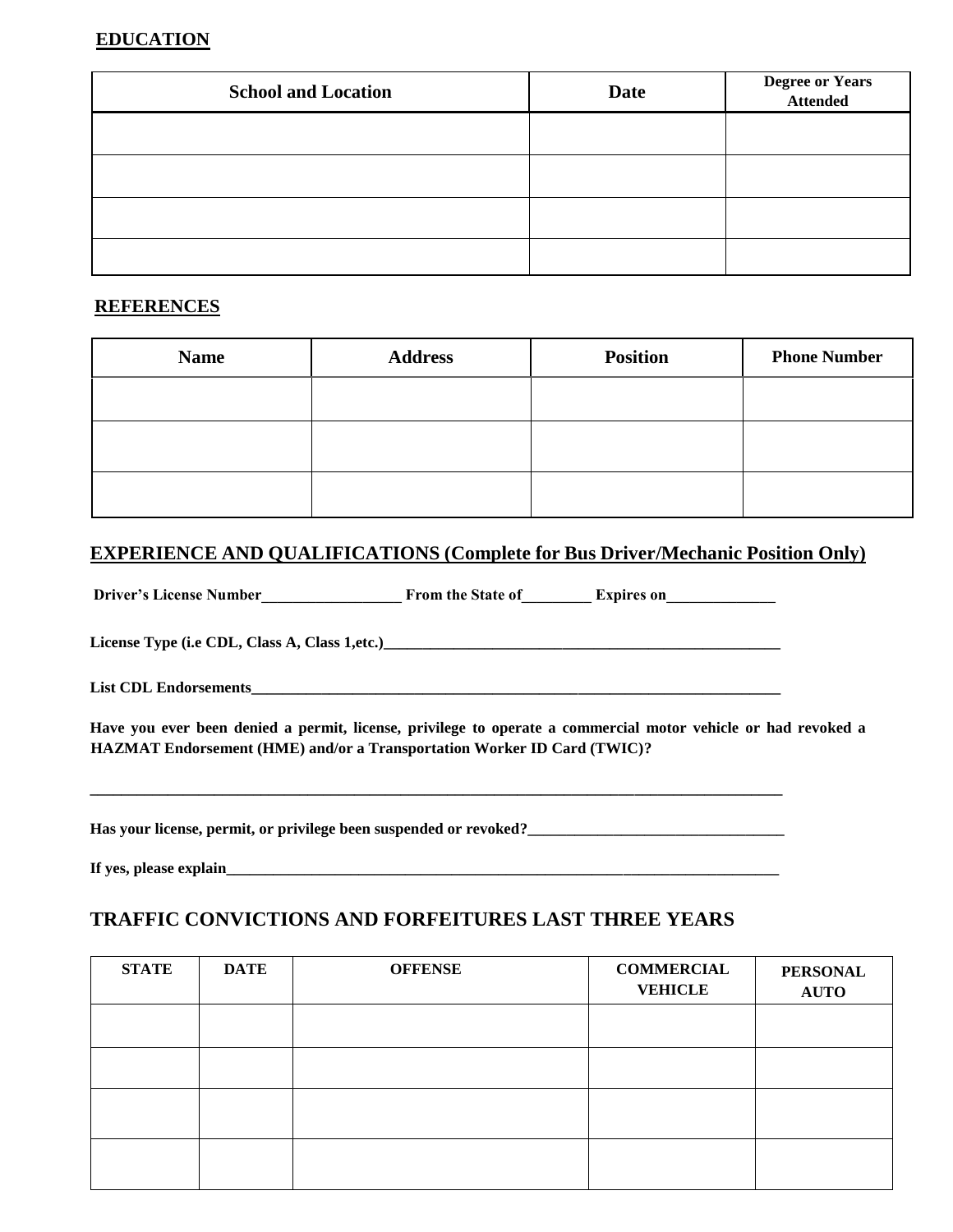## EDUCATION

| School and Location | Date | Degree or Years Attended |
|---|---|---|
| | | |
| | | |
| | | |
| | | |

## REFERENCES

| Name | Address | Position | Phone Number |
|---|---|---|---|
| | | | |
| | | | |
| | | | |

## EXPERIENCE AND QUALIFICATIONS (Complete for Bus Driver/Mechanic Position Only)

**Driver's License Number__________________ From the State of_________ Expires on______________**

**License Type (i.e CDL, Class A, Class 1,etc.)_____________________________________________________**

**List CDL Endorsements_________________________________________________________________________**

**Have you ever been denied a permit, license, privilege to operate a commercial motor vehicle or had revoked a HAZMAT Endorsement (HME) and/or a Transportation Worker ID Card (TWIC)?**

**_____________________________________________________________________________________________**

**Has your license, permit, or privilege been suspended or revoked?__________________________________**

**If yes, please explain_____________________________________________________________________________**

## TRAFFIC CONVICTIONS AND FORFEITURES LAST THREE YEARS

| STATE | DATE | OFFENSE | COMMERCIAL VEHICLE | PERSONAL AUTO |
|---|---|---|---|---|
| | | | | |
| | | | | |
| | | | | |
| | | | | |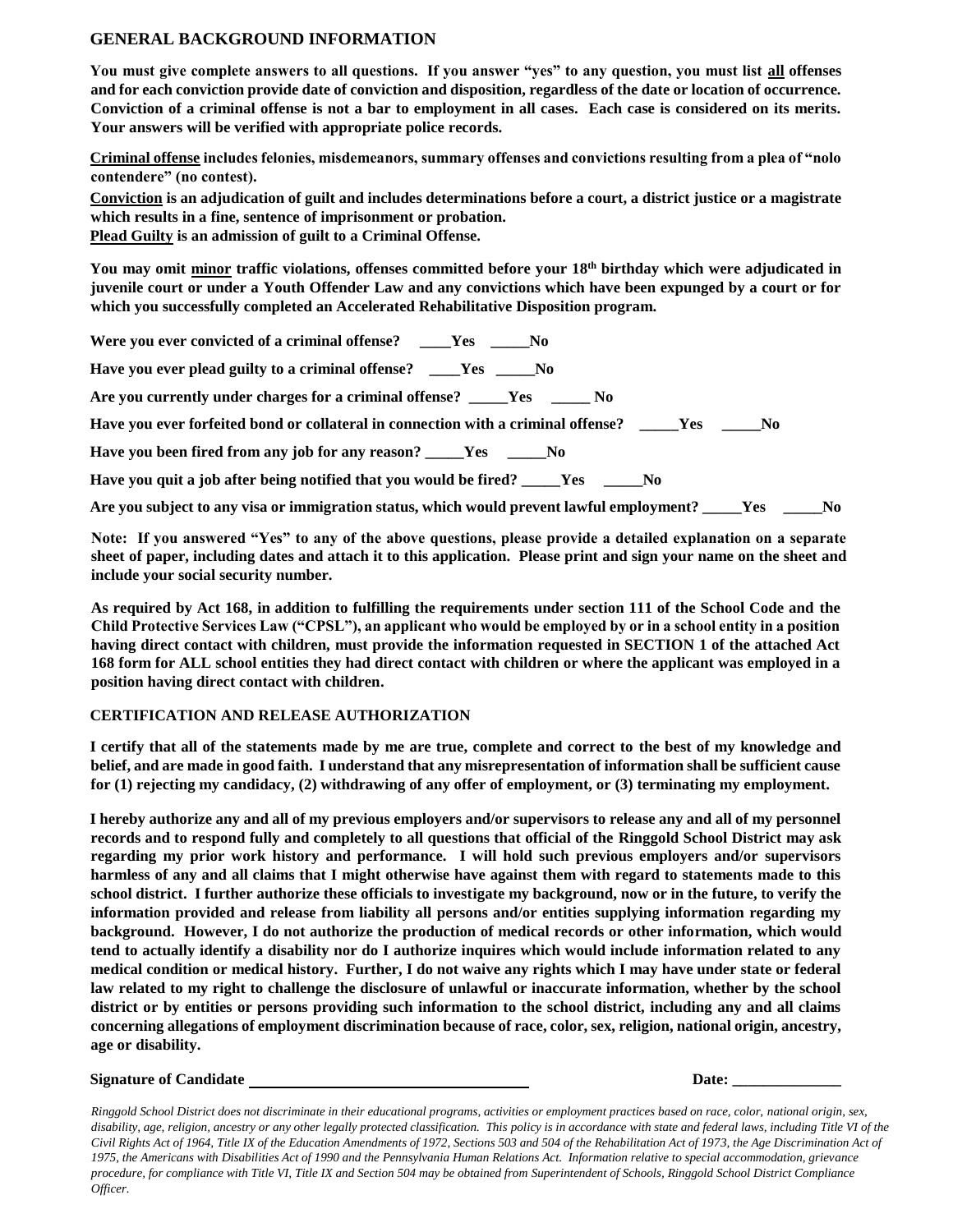## GENERAL BACKGROUND INFORMATION

**You must give complete answers to all questions. If you answer "yes" to any question, you must list all offenses and for each conviction provide date of conviction and disposition, regardless of the date or location of occurrence. Conviction of a criminal offense is not a bar to employment in all cases. Each case is considered on its merits. Your answers will be verified with appropriate police records.**

**Criminal offense includes felonies, misdemeanors, summary offenses and convictions resulting from a plea of "nolo contendere" (no contest).**

**Conviction is an adjudication of guilt and includes determinations before a court, a district justice or a magistrate which results in a fine, sentence of imprisonment or probation.**

**Plead Guilty is an admission of guilt to a Criminal Offense.**

**You may omit minor traffic violations, offenses committed before your 18th birthday which were adjudicated in juvenile court or under a Youth Offender Law and any convictions which have been expunged by a court or for which you successfully completed an Accelerated Rehabilitative Disposition program.**

**Were you ever convicted of a criminal offense? ____Yes _____No**

**Have you ever plead guilty to a criminal offense? ____Yes _____No**

**Are you currently under charges for a criminal offense? _____Yes _____ No**

**Have you ever forfeited bond or collateral in connection with a criminal offense? _____Yes _____No**

**Have you been fired from any job for any reason? _____Yes _____No**

**Have you quit a job after being notified that you would be fired? _____Yes _____No**

**Are you subject to any visa or immigration status, which would prevent lawful employment? _____Yes _____No**

**Note: If you answered "Yes" to any of the above questions, please provide a detailed explanation on a separate sheet of paper, including dates and attach it to this application. Please print and sign your name on the sheet and include your social security number.**

**As required by Act 168, in addition to fulfilling the requirements under section 111 of the School Code and the Child Protective Services Law ("CPSL"), an applicant who would be employed by or in a school entity in a position having direct contact with children, must provide the information requested in SECTION 1 of the attached Act 168 form for ALL school entities they had direct contact with children or where the applicant was employed in a position having direct contact with children.**

## CERTIFICATION AND RELEASE AUTHORIZATION

**I certify that all of the statements made by me are true, complete and correct to the best of my knowledge and belief, and are made in good faith. I understand that any misrepresentation of information shall be sufficient cause for (1) rejecting my candidacy, (2) withdrawing of any offer of employment, or (3) terminating my employment.**

**I hereby authorize any and all of my previous employers and/or supervisors to release any and all of my personnel records and to respond fully and completely to all questions that official of the Ringgold School District may ask regarding my prior work history and performance. I will hold such previous employers and/or supervisors harmless of any and all claims that I might otherwise have against them with regard to statements made to this school district. I further authorize these officials to investigate my background, now or in the future, to verify the information provided and release from liability all persons and/or entities supplying information regarding my background. However, I do not authorize the production of medical records or other information, which would tend to actually identify a disability nor do I authorize inquires which would include information related to any medical condition or medical history. Further, I do not waive any rights which I may have under state or federal law related to my right to challenge the disclosure of unlawful or inaccurate information, whether by the school district or by entities or persons providing such information to the school district, including any and all claims concerning allegations of employment discrimination because of race, color, sex, religion, national origin, ancestry, age or disability.**

**Signature of Candidate ___________________________________ Date: ______________**

*Ringgold School District does not discriminate in their educational programs, activities or employment practices based on race, color, national origin, sex, disability, age, religion, ancestry or any other legally protected classification. This policy is in accordance with state and federal laws, including Title VI of the Civil Rights Act of 1964, Title IX of the Education Amendments of 1972, Sections 503 and 504 of the Rehabilitation Act of 1973, the Age Discrimination Act of 1975, the Americans with Disabilities Act of 1990 and the Pennsylvania Human Relations Act. Information relative to special accommodation, grievance procedure, for compliance with Title VI, Title IX and Section 504 may be obtained from Superintendent of Schools, Ringgold School District Compliance Officer.*